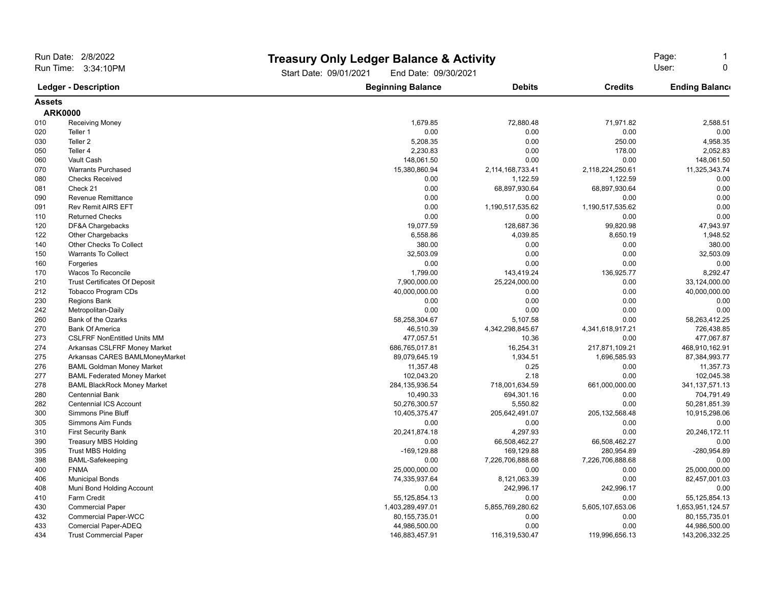# Treasury Only Ledger Balance & Activity

Run Date: 2/8/2022
Run Time: 3:34:10PM

Start Date: 09/01/2021 End Date: 09/30/2021

User: 0

| Ledger - Description | | Beginning Balance | Debits | Credits | Ending Balance |
|---|---|---|---|---|---|
| **Assets** | | | | | |
| **ARK0000** | | | | | |
| 010 | Receiving Money | 1,679.85 | 72,880.48 | 71,971.82 | 2,588.51 |
| 020 | Teller 1 | 0.00 | 0.00 | 0.00 | 0.00 |
| 030 | Teller 2 | 5,208.35 | 0.00 | 250.00 | 4,958.35 |
| 050 | Teller 4 | 2,230.83 | 0.00 | 178.00 | 2,052.83 |
| 060 | Vault Cash | 148,061.50 | 0.00 | 0.00 | 148,061.50 |
| 070 | Warrants Purchased | 15,380,860.94 | 2,114,168,733.41 | 2,118,224,250.61 | 11,325,343.74 |
| 080 | Checks Received | 0.00 | 1,122.59 | 1,122.59 | 0.00 |
| 081 | Check 21 | 0.00 | 68,897,930.64 | 68,897,930.64 | 0.00 |
| 090 | Revenue Remittance | 0.00 | 0.00 | 0.00 | 0.00 |
| 091 | Rev Remit AIRS EFT | 0.00 | 1,190,517,535.62 | 1,190,517,535.62 | 0.00 |
| 110 | Returned Checks | 0.00 | 0.00 | 0.00 | 0.00 |
| 120 | DF&A Chargebacks | 19,077.59 | 128,687.36 | 99,820.98 | 47,943.97 |
| 122 | Other Chargebacks | 6,558.86 | 4,039.85 | 8,650.19 | 1,948.52 |
| 140 | Other Checks To Collect | 380.00 | 0.00 | 0.00 | 380.00 |
| 150 | Warrants To Collect | 32,503.09 | 0.00 | 0.00 | 32,503.09 |
| 160 | Forgeries | 0.00 | 0.00 | 0.00 | 0.00 |
| 170 | Wacos To Reconcile | 1,799.00 | 143,419.24 | 136,925.77 | 8,292.47 |
| 210 | Trust Certificates Of Deposit | 7,900,000.00 | 25,224,000.00 | 0.00 | 33,124,000.00 |
| 212 | Tobacco Program CDs | 40,000,000.00 | 0.00 | 0.00 | 40,000,000.00 |
| 230 | Regions Bank | 0.00 | 0.00 | 0.00 | 0.00 |
| 242 | Metropolitan-Daily | 0.00 | 0.00 | 0.00 | 0.00 |
| 260 | Bank of the Ozarks | 58,258,304.67 | 5,107.58 | 0.00 | 58,263,412.25 |
| 270 | Bank Of America | 46,510.39 | 4,342,298,845.67 | 4,341,618,917.21 | 726,438.85 |
| 273 | CSLFRF NonEntitled Units MM | 477,057.51 | 10.36 | 0.00 | 477,067.87 |
| 274 | Arkansas CSLFRF Money Market | 686,765,017.81 | 16,254.31 | 217,871,109.21 | 468,910,162.91 |
| 275 | Arkansas CARES BAMLMoneyMarket | 89,079,645.19 | 1,934.51 | 1,696,585.93 | 87,384,993.77 |
| 276 | BAML Goldman Money Market | 11,357.48 | 0.25 | 0.00 | 11,357.73 |
| 277 | BAML Federated Money Market | 102,043.20 | 2.18 | 0.00 | 102,045.38 |
| 278 | BAML BlackRock Money Market | 284,135,936.54 | 718,001,634.59 | 661,000,000.00 | 341,137,571.13 |
| 280 | Centennial Bank | 10,490.33 | 694,301.16 | 0.00 | 704,791.49 |
| 282 | Centennial ICS Account | 50,276,300.57 | 5,550.82 | 0.00 | 50,281,851.39 |
| 300 | Simmons Pine Bluff | 10,405,375.47 | 205,642,491.07 | 205,132,568.48 | 10,915,298.06 |
| 305 | Simmons Aim Funds | 0.00 | 0.00 | 0.00 | 0.00 |
| 310 | First Security Bank | 20,241,874.18 | 4,297.93 | 0.00 | 20,246,172.11 |
| 390 | Treasury MBS Holding | 0.00 | 66,508,462.27 | 66,508,462.27 | 0.00 |
| 395 | Trust MBS Holding | -169,129.88 | 169,129.88 | 280,954.89 | -280,954.89 |
| 398 | BAML-Safekeeping | 0.00 | 7,226,706,888.68 | 7,226,706,888.68 | 0.00 |
| 400 | FNMA | 25,000,000.00 | 0.00 | 0.00 | 25,000,000.00 |
| 406 | Municipal Bonds | 74,335,937.64 | 8,121,063.39 | 0.00 | 82,457,001.03 |
| 408 | Muni Bond Holding Account | 0.00 | 242,996.17 | 242,996.17 | 0.00 |
| 410 | Farm Credit | 55,125,854.13 | 0.00 | 0.00 | 55,125,854.13 |
| 430 | Commercial Paper | 1,403,289,497.01 | 5,855,769,280.62 | 5,605,107,653.06 | 1,653,951,124.57 |
| 432 | Commercial Paper-WCC | 80,155,735.01 | 0.00 | 0.00 | 80,155,735.01 |
| 433 | Comercial Paper-ADEQ | 44,986,500.00 | 0.00 | 0.00 | 44,986,500.00 |
| 434 | Trust Commercial Paper | 146,883,457.91 | 116,319,530.47 | 119,996,656.13 | 143,206,332.25 |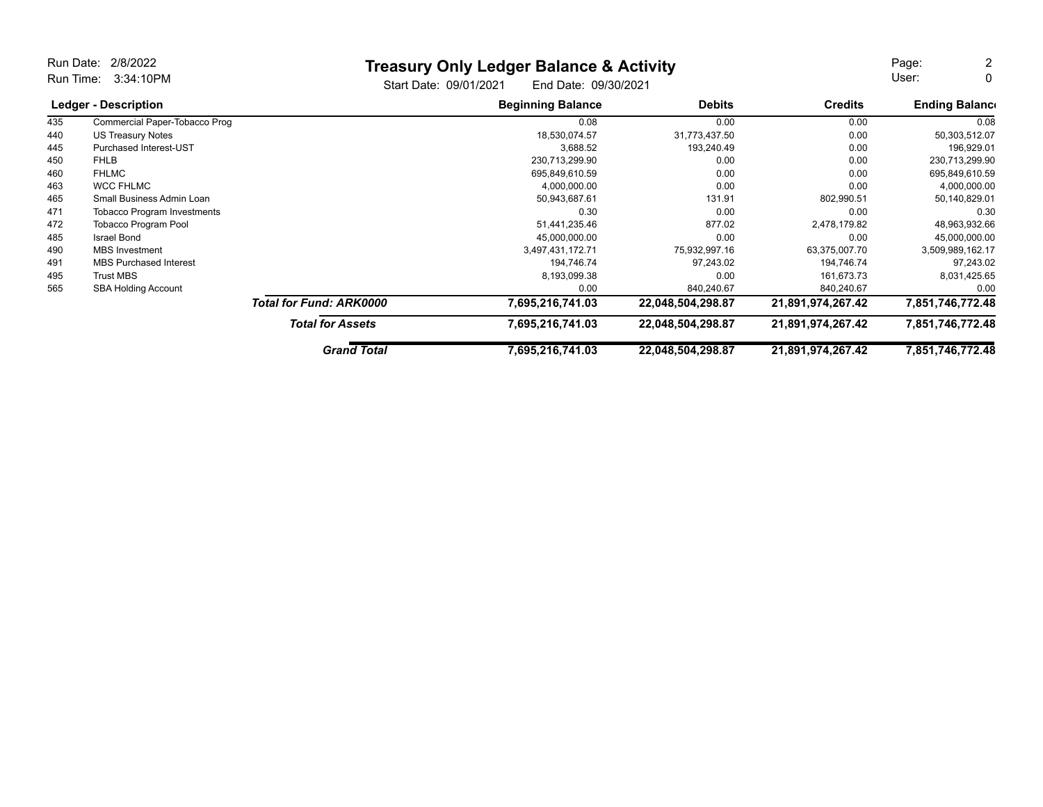# Treasury Only Ledger Balance & Activity

Run Date: 2/8/2022
Run Time: 3:34:10PM

Start Date: 09/01/2021 End Date: 09/30/2021

User: 0

| Ledger - Description | | | Beginning Balance | Debits | Credits | Ending Balance |
|---|---|---|---|---|---|---|
| 435 | Commercial Paper-Tobacco Prog | | 0.08 | 0.00 | 0.00 | 0.08 |
| 440 | US Treasury Notes | | 18,530,074.57 | 31,773,437.50 | 0.00 | 50,303,512.07 |
| 445 | Purchased Interest-UST | | 3,688.52 | 193,240.49 | 0.00 | 196,929.01 |
| 450 | FHLB | | 230,713,299.90 | 0.00 | 0.00 | 230,713,299.90 |
| 460 | FHLMC | | 695,849,610.59 | 0.00 | 0.00 | 695,849,610.59 |
| 463 | WCC FHLMC | | 4,000,000.00 | 0.00 | 0.00 | 4,000,000.00 |
| 465 | Small Business Admin Loan | | 50,943,687.61 | 131.91 | 802,990.51 | 50,140,829.01 |
| 471 | Tobacco Program Investments | | 0.30 | 0.00 | 0.00 | 0.30 |
| 472 | Tobacco Program Pool | | 51,441,235.46 | 877.02 | 2,478,179.82 | 48,963,932.66 |
| 485 | Israel Bond | | 45,000,000.00 | 0.00 | 0.00 | 45,000,000.00 |
| 490 | MBS Investment | | 3,497,431,172.71 | 75,932,997.16 | 63,375,007.70 | 3,509,989,162.17 |
| 491 | MBS Purchased Interest | | 194,746.74 | 97,243.02 | 194,746.74 | 97,243.02 |
| 495 | Trust MBS | | 8,193,099.38 | 0.00 | 161,673.73 | 8,031,425.65 |
| 565 | SBA Holding Account | | 0.00 | 840,240.67 | 840,240.67 | 0.00 |
| | | ***Total for Fund: ARK0000*** | **7,695,216,741.03** | **22,048,504,298.87** | **21,891,974,267.42** | **7,851,746,772.48** |
| | | ***Total for Assets*** | **7,695,216,741.03** | **22,048,504,298.87** | **21,891,974,267.42** | **7,851,746,772.48** |
| | | ***Grand Total*** | **7,695,216,741.03** | **22,048,504,298.87** | **21,891,974,267.42** | **7,851,746,772.48** |